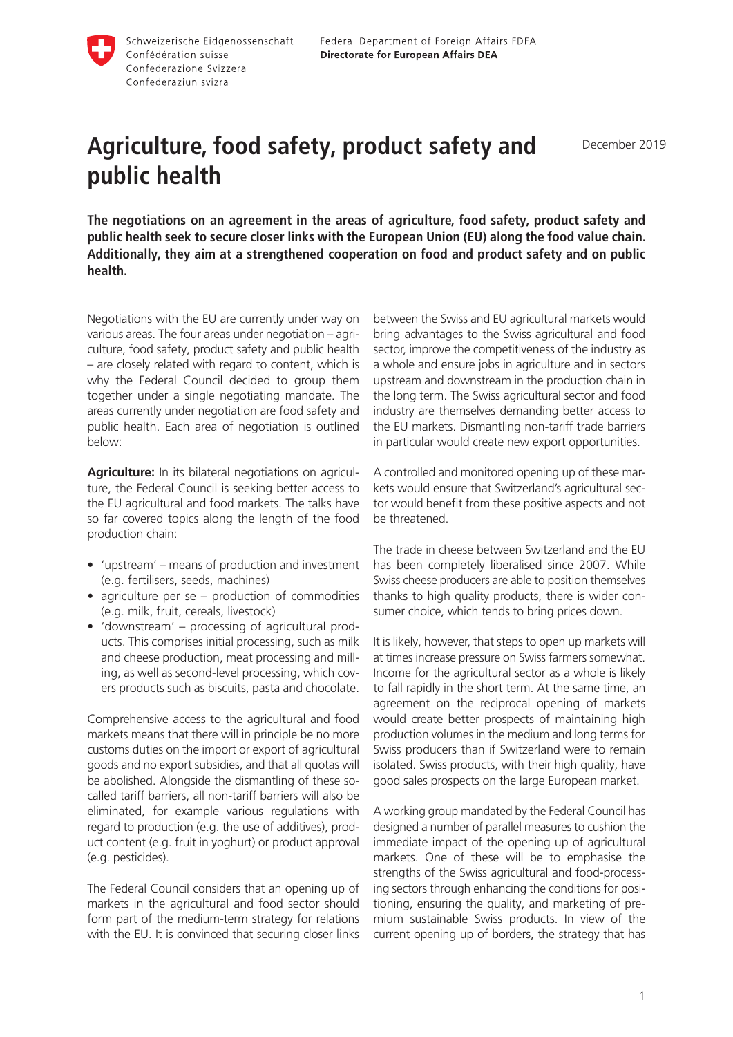Schweizerische Eidgenossenschaft
Confédération suisse
Confederazione Svizzera
Confederaziun svizra

Federal Department of Foreign Affairs FDFA
**Directorate for European Affairs DEA**

# Agriculture, food safety, product safety and public health

December 2019

**The negotiations on an agreement in the areas of agriculture, food safety, product safety and public health seek to secure closer links with the European Union (EU) along the food value chain. Additionally, they aim at a strengthened cooperation on food and product safety and on public health.**

Negotiations with the EU are currently under way on various areas. The four areas under negotiation – agriculture, food safety, product safety and public health – are closely related with regard to content, which is why the Federal Council decided to group them together under a single negotiating mandate. The areas currently under negotiation are food safety and public health. Each area of negotiation is outlined below:

**Agriculture:** In its bilateral negotiations on agriculture, the Federal Council is seeking better access to the EU agricultural and food markets. The talks have so far covered topics along the length of the food production chain:

- 'upstream' – means of production and investment (e.g. fertilisers, seeds, machines)
- agriculture per se – production of commodities (e.g. milk, fruit, cereals, livestock)
- 'downstream' – processing of agricultural products. This comprises initial processing, such as milk and cheese production, meat processing and milling, as well as second-level processing, which covers products such as biscuits, pasta and chocolate.

Comprehensive access to the agricultural and food markets means that there will in principle be no more customs duties on the import or export of agricultural goods and no export subsidies, and that all quotas will be abolished. Alongside the dismantling of these so-called tariff barriers, all non-tariff barriers will also be eliminated, for example various regulations with regard to production (e.g. the use of additives), product content (e.g. fruit in yoghurt) or product approval (e.g. pesticides).

The Federal Council considers that an opening up of markets in the agricultural and food sector should form part of the medium-term strategy for relations with the EU. It is convinced that securing closer links between the Swiss and EU agricultural markets would bring advantages to the Swiss agricultural and food sector, improve the competitiveness of the industry as a whole and ensure jobs in agriculture and in sectors upstream and downstream in the production chain in the long term. The Swiss agricultural sector and food industry are themselves demanding better access to the EU markets. Dismantling non-tariff trade barriers in particular would create new export opportunities.

A controlled and monitored opening up of these markets would ensure that Switzerland's agricultural sector would benefit from these positive aspects and not be threatened.

The trade in cheese between Switzerland and the EU has been completely liberalised since 2007. While Swiss cheese producers are able to position themselves thanks to high quality products, there is wider consumer choice, which tends to bring prices down.

It is likely, however, that steps to open up markets will at times increase pressure on Swiss farmers somewhat. Income for the agricultural sector as a whole is likely to fall rapidly in the short term. At the same time, an agreement on the reciprocal opening of markets would create better prospects of maintaining high production volumes in the medium and long terms for Swiss producers than if Switzerland were to remain isolated. Swiss products, with their high quality, have good sales prospects on the large European market.

A working group mandated by the Federal Council has designed a number of parallel measures to cushion the immediate impact of the opening up of agricultural markets. One of these will be to emphasise the strengths of the Swiss agricultural and food-processing sectors through enhancing the conditions for positioning, ensuring the quality, and marketing of premium sustainable Swiss products. In view of the current opening up of borders, the strategy that has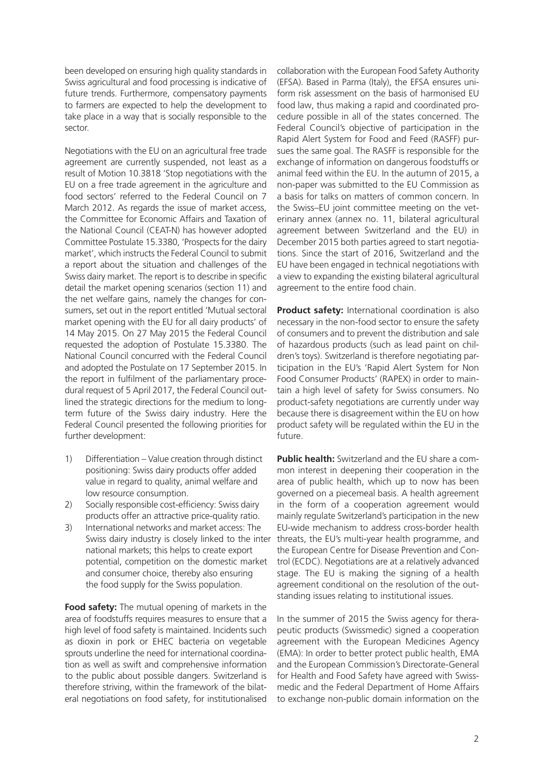been developed on ensuring high quality standards in Swiss agricultural and food processing is indicative of future trends. Furthermore, compensatory payments to farmers are expected to help the development to take place in a way that is socially responsible to the sector.

Negotiations with the EU on an agricultural free trade agreement are currently suspended, not least as a result of Motion 10.3818 'Stop negotiations with the EU on a free trade agreement in the agriculture and food sectors' referred to the Federal Council on 7 March 2012. As regards the issue of market access, the Committee for Economic Affairs and Taxation of the National Council (CEAT-N) has however adopted Committee Postulate 15.3380, 'Prospects for the dairy market', which instructs the Federal Council to submit a report about the situation and challenges of the Swiss dairy market. The report is to describe in specific detail the market opening scenarios (section 11) and the net welfare gains, namely the changes for consumers, set out in the report entitled 'Mutual sectoral market opening with the EU for all dairy products' of 14 May 2015. On 27 May 2015 the Federal Council requested the adoption of Postulate 15.3380. The National Council concurred with the Federal Council and adopted the Postulate on 17 September 2015. In the report in fulfilment of the parliamentary procedural request of 5 April 2017, the Federal Council outlined the strategic directions for the medium to long-term future of the Swiss dairy industry. Here the Federal Council presented the following priorities for further development:

1) Differentiation – Value creation through distinct positioning: Swiss dairy products offer added value in regard to quality, animal welfare and low resource consumption.
2) Socially responsible cost-efficiency: Swiss dairy products offer an attractive price-quality ratio.
3) International networks and market access: The Swiss dairy industry is closely linked to the international markets; this helps to create export potential, competition on the domestic market and consumer choice, thereby also ensuring the food supply for the Swiss population.

**Food safety:** The mutual opening of markets in the area of foodstuffs requires measures to ensure that a high level of food safety is maintained. Incidents such as dioxin in pork or EHEC bacteria on vegetable sprouts underline the need for international coordination as well as swift and comprehensive information to the public about possible dangers. Switzerland is therefore striving, within the framework of the bilateral negotiations on food safety, for institutionalised collaboration with the European Food Safety Authority (EFSA). Based in Parma (Italy), the EFSA ensures uniform risk assessment on the basis of harmonised EU food law, thus making a rapid and coordinated procedure possible in all of the states concerned. The Federal Council's objective of participation in the Rapid Alert System for Food and Feed (RASFF) pursues the same goal. The RASFF is responsible for the exchange of information on dangerous foodstuffs or animal feed within the EU. In the autumn of 2015, a non-paper was submitted to the EU Commission as a basis for talks on matters of common concern. In the Swiss–EU joint committee meeting on the veterinary annex (annex no. 11, bilateral agricultural agreement between Switzerland and the EU) in December 2015 both parties agreed to start negotiations. Since the start of 2016, Switzerland and the EU have been engaged in technical negotiations with a view to expanding the existing bilateral agricultural agreement to the entire food chain.

**Product safety:** International coordination is also necessary in the non-food sector to ensure the safety of consumers and to prevent the distribution and sale of hazardous products (such as lead paint on children's toys). Switzerland is therefore negotiating participation in the EU's 'Rapid Alert System for Non Food Consumer Products' (RAPEX) in order to maintain a high level of safety for Swiss consumers. No product-safety negotiations are currently under way because there is disagreement within the EU on how product safety will be regulated within the EU in the future.

**Public health:** Switzerland and the EU share a common interest in deepening their cooperation in the area of public health, which up to now has been governed on a piecemeal basis. A health agreement in the form of a cooperation agreement would mainly regulate Switzerland's participation in the new EU-wide mechanism to address cross-border health threats, the EU's multi-year health programme, and the European Centre for Disease Prevention and Control (ECDC). Negotiations are at a relatively advanced stage. The EU is making the signing of a health agreement conditional on the resolution of the outstanding issues relating to institutional issues.

In the summer of 2015 the Swiss agency for therapeutic products (Swissmedic) signed a cooperation agreement with the European Medicines Agency (EMA): In order to better protect public health, EMA and the European Commission's Directorate-General for Health and Food Safety have agreed with Swissmedic and the Federal Department of Home Affairs to exchange non-public domain information on the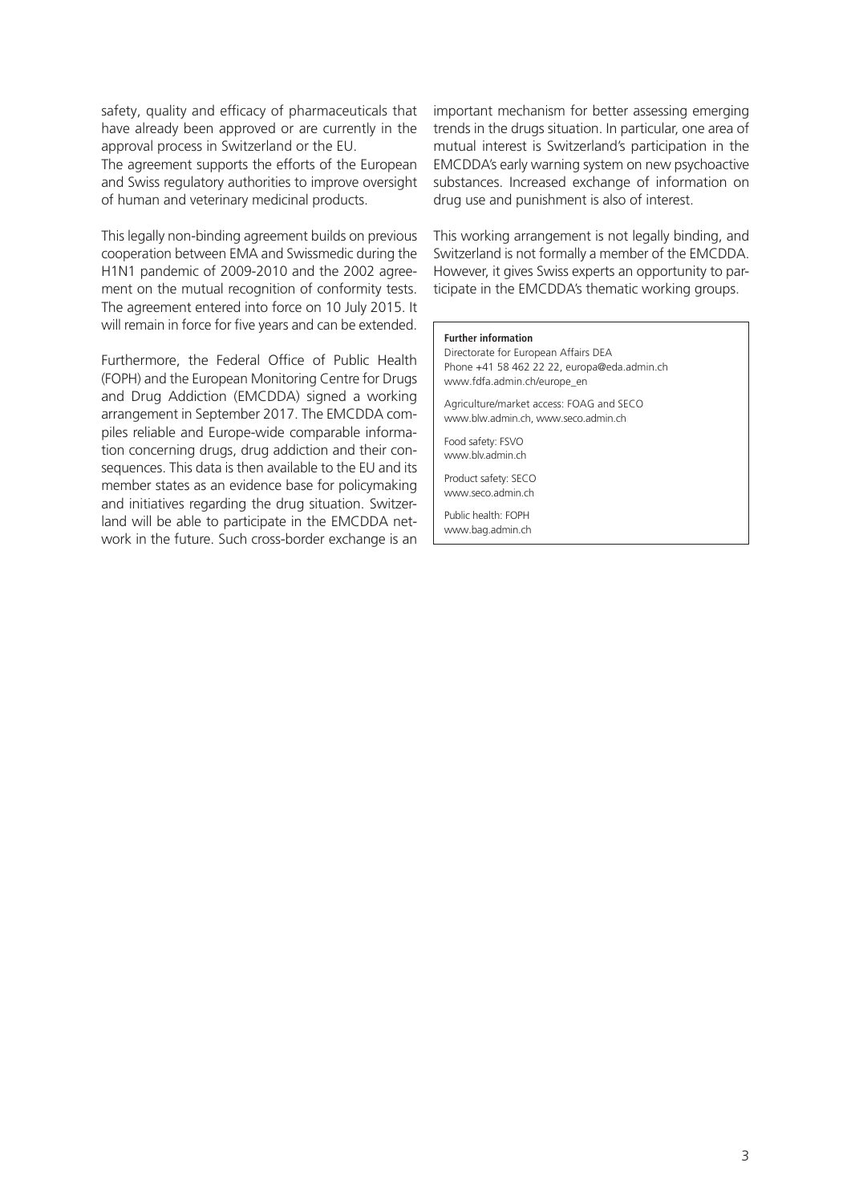safety, quality and efficacy of pharmaceuticals that have already been approved or are currently in the approval process in Switzerland or the EU.
The agreement supports the efforts of the European and Swiss regulatory authorities to improve oversight of human and veterinary medicinal products.

This legally non-binding agreement builds on previous cooperation between EMA and Swissmedic during the H1N1 pandemic of 2009-2010 and the 2002 agreement on the mutual recognition of conformity tests. The agreement entered into force on 10 July 2015. It will remain in force for five years and can be extended.

Furthermore, the Federal Office of Public Health (FOPH) and the European Monitoring Centre for Drugs and Drug Addiction (EMCDDA) signed a working arrangement in September 2017. The EMCDDA compiles reliable and Europe-wide comparable information concerning drugs, drug addiction and their consequences. This data is then available to the EU and its member states as an evidence base for policymaking and initiatives regarding the drug situation. Switzerland will be able to participate in the EMCDDA network in the future. Such cross-border exchange is an important mechanism for better assessing emerging trends in the drugs situation. In particular, one area of mutual interest is Switzerland's participation in the EMCDDA's early warning system on new psychoactive substances. Increased exchange of information on drug use and punishment is also of interest.

This working arrangement is not legally binding, and Switzerland is not formally a member of the EMCDDA. However, it gives Swiss experts an opportunity to participate in the EMCDDA's thematic working groups.

**Further information**

Directorate for European Affairs DEA
Phone +41 58 462 22 22, europa@eda.admin.ch
www.fdfa.admin.ch/europe_en

Agriculture/market access: FOAG and SECO
www.blw.admin.ch, www.seco.admin.ch

Food safety: FSVO
www.blv.admin.ch

Product safety: SECO
www.seco.admin.ch

Public health: FOPH
www.bag.admin.ch